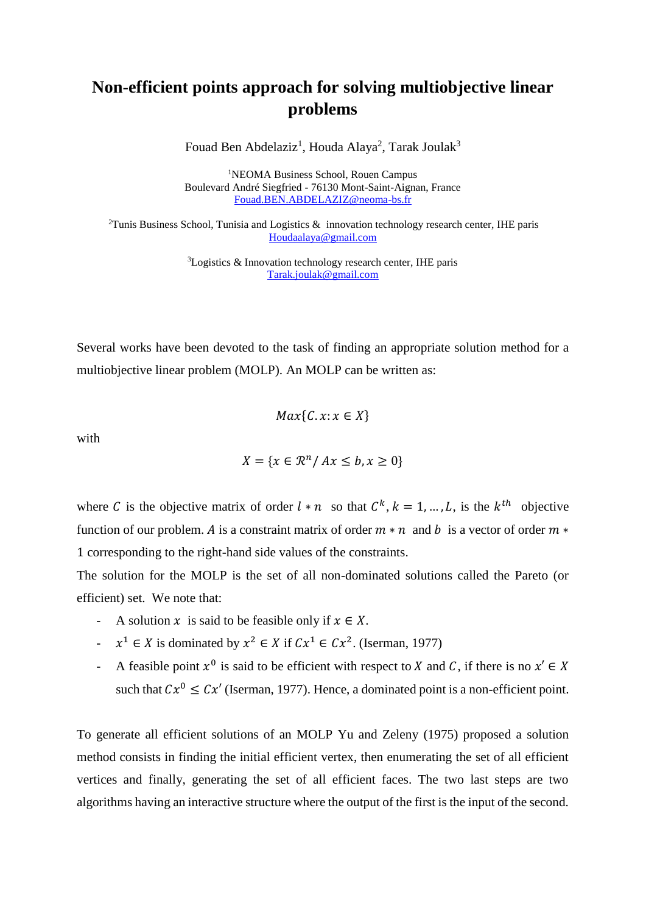# Non-efficient points approach for solving multiobjective linear problems

Fouad Ben Abdelaziz[1], Houda Alaya[2], Tarak Joulak[3]

[1]NEOMA Business School, Rouen Campus
Boulevard André Siegfried - 76130 Mont-Saint-Aignan, France
Fouad.BEN.ABDELAZIZ@neoma-bs.fr

[2]Tunis Business School, Tunisia and Logistics & innovation technology research center, IHE paris
Houdaalaya@gmail.com

[3]Logistics & Innovation technology research center, IHE paris
Tarak.joulak@gmail.com

Several works have been devoted to the task of finding an appropriate solution method for a multiobjective linear problem (MOLP). An MOLP can be written as:

$$Max\{C.x: x \in X\}$$

with

$$X = \{x \in \mathcal{R}^n / \, Ax \leq b, x \geq 0\}$$

where $C$ is the objective matrix of order $l * n$ so that $C^k, k = 1, \ldots, L$, is the $k^{th}$ objective function of our problem. $A$ is a constraint matrix of order $m * n$ and $b$ is a vector of order $m * 1$ corresponding to the right-hand side values of the constraints.

The solution for the MOLP is the set of all non-dominated solutions called the Pareto (or efficient) set. We note that:

- A solution $x$ is said to be feasible only if $x \in X$.
- $x^1 \in X$ is dominated by $x^2 \in X$ if $Cx^1 \in Cx^2$. (Iserman, 1977)
- A feasible point $x^0$ is said to be efficient with respect to $X$ and $C$, if there is no $x' \in X$ such that $Cx^0 \leq Cx'$ (Iserman, 1977). Hence, a dominated point is a non-efficient point.

To generate all efficient solutions of an MOLP Yu and Zeleny (1975) proposed a solution method consists in finding the initial efficient vertex, then enumerating the set of all efficient vertices and finally, generating the set of all efficient faces. The two last steps are two algorithms having an interactive structure where the output of the first is the input of the second.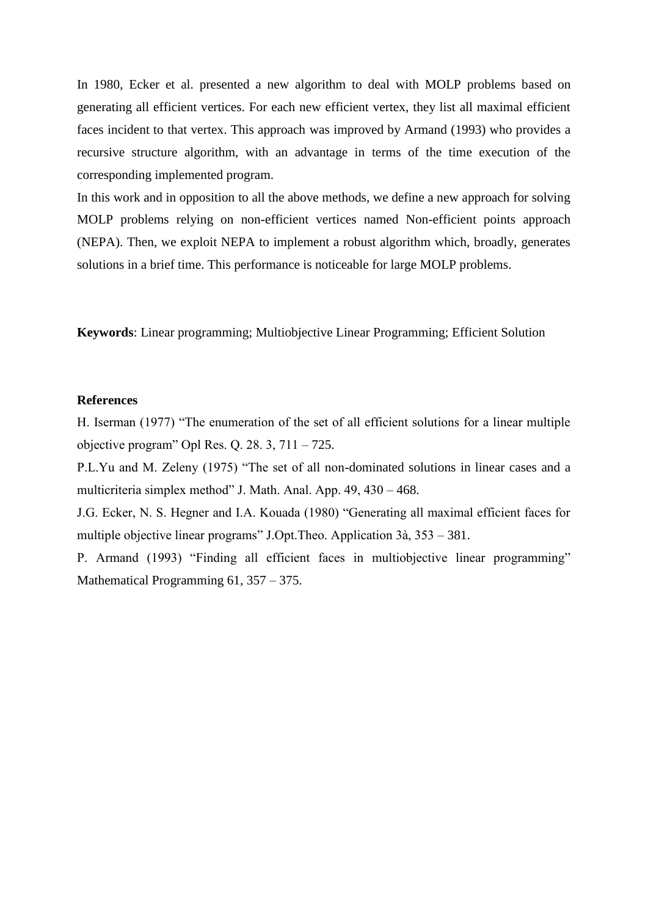In 1980, Ecker et al. presented a new algorithm to deal with MOLP problems based on generating all efficient vertices. For each new efficient vertex, they list all maximal efficient faces incident to that vertex. This approach was improved by Armand (1993) who provides a recursive structure algorithm, with an advantage in terms of the time execution of the corresponding implemented program.

In this work and in opposition to all the above methods, we define a new approach for solving MOLP problems relying on non-efficient vertices named Non-efficient points approach (NEPA). Then, we exploit NEPA to implement a robust algorithm which, broadly, generates solutions in a brief time. This performance is noticeable for large MOLP problems.

**Keywords**: Linear programming; Multiobjective Linear Programming; Efficient Solution

**References**

H. Iserman (1977) "The enumeration of the set of all efficient solutions for a linear multiple objective program" Opl Res. Q. 28. 3, 711 – 725.

P.L.Yu and M. Zeleny (1975) "The set of all non-dominated solutions in linear cases and a multicriteria simplex method" J. Math. Anal. App. 49, 430 – 468.

J.G. Ecker, N. S. Hegner and I.A. Kouada (1980) "Generating all maximal efficient faces for multiple objective linear programs" J.Opt.Theo. Application 3à, 353 – 381.

P. Armand (1993) "Finding all efficient faces in multiobjective linear programming" Mathematical Programming 61, 357 – 375.